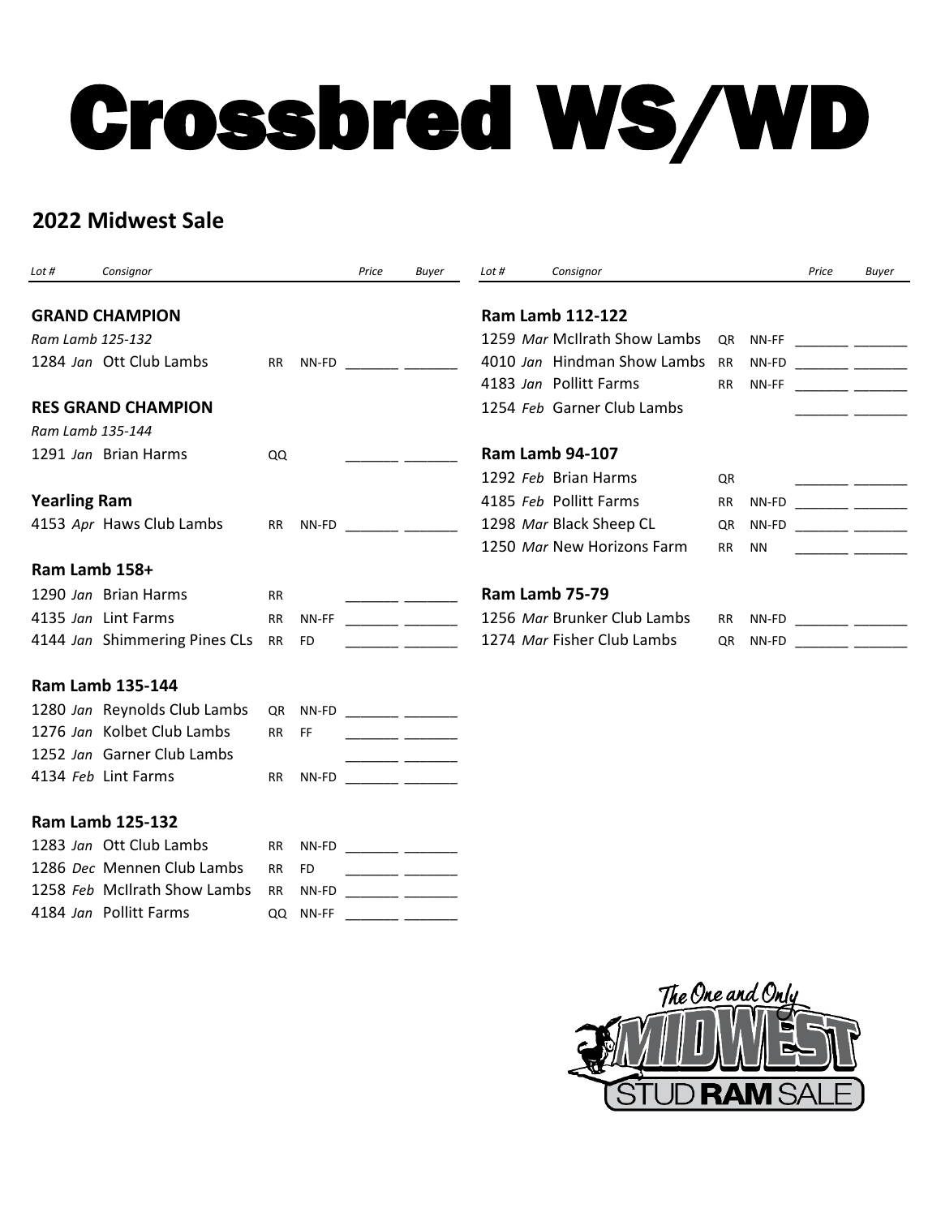# Crossbred WS/WD

## 2022 Midwest Sale

| Lot # | Consignor | | | Price | Buyer |
|---|---|---|---|---|---|
| **GRAND CHAMPION** | | | | | |
| *Ram Lamb 125-132* | | | | | |
| 1284 *Jan* | Ott Club Lambs | RR | NN-FD | _______ | _______ |
| **RES GRAND CHAMPION** | | | | | |
| *Ram Lamb 135-144* | | | | | |
| 1291 *Jan* | Brian Harms | QQ | | _______ | _______ |
| **Yearling Ram** | | | | | |
| 4153 *Apr* | Haws Club Lambs | RR | NN-FD | _______ | _______ |
| **Ram Lamb 158+** | | | | | |
| 1290 *Jan* | Brian Harms | RR | | _______ | _______ |
| 4135 *Jan* | Lint Farms | RR | NN-FF | _______ | _______ |
| 4144 *Jan* | Shimmering Pines CLs | RR | FD | _______ | _______ |
| **Ram Lamb 135-144** | | | | | |
| 1280 *Jan* | Reynolds Club Lambs | QR | NN-FD | _______ | _______ |
| 1276 *Jan* | Kolbet Club Lambs | RR | FF | _______ | _______ |
| 1252 *Jan* | Garner Club Lambs | | | _______ | _______ |
| 4134 *Feb* | Lint Farms | RR | NN-FD | _______ | _______ |
| **Ram Lamb 125-132** | | | | | |
| 1283 *Jan* | Ott Club Lambs | RR | NN-FD | _______ | _______ |
| 1286 *Dec* | Mennen Club Lambs | RR | FD | _______ | _______ |
| 1258 *Feb* | McIlrath Show Lambs | RR | NN-FD | _______ | _______ |
| 4184 *Jan* | Pollitt Farms | QQ | NN-FF | _______ | _______ |
| **Ram Lamb 112-122** | | | | | |
| 1259 *Mar* | McIlrath Show Lambs | QR | NN-FF | _______ | _______ |
| 4010 *Jan* | Hindman Show Lambs | RR | NN-FD | _______ | _______ |
| 4183 *Jan* | Pollitt Farms | RR | NN-FF | _______ | _______ |
| 1254 *Feb* | Garner Club Lambs | | | _______ | _______ |
| **Ram Lamb 94-107** | | | | | |
| 1292 *Feb* | Brian Harms | QR | | _______ | _______ |
| 4185 *Feb* | Pollitt Farms | RR | NN-FD | _______ | _______ |
| 1298 *Mar* | Black Sheep CL | QR | NN-FD | _______ | _______ |
| 1250 *Mar* | New Horizons Farm | RR | NN | _______ | _______ |
| **Ram Lamb 75-79** | | | | | |
| 1256 *Mar* | Brunker Club Lambs | RR | NN-FD | _______ | _______ |
| 1274 *Mar* | Fisher Club Lambs | QR | NN-FD | _______ | _______ |

The One and Only MIDWEST STUD RAM SALE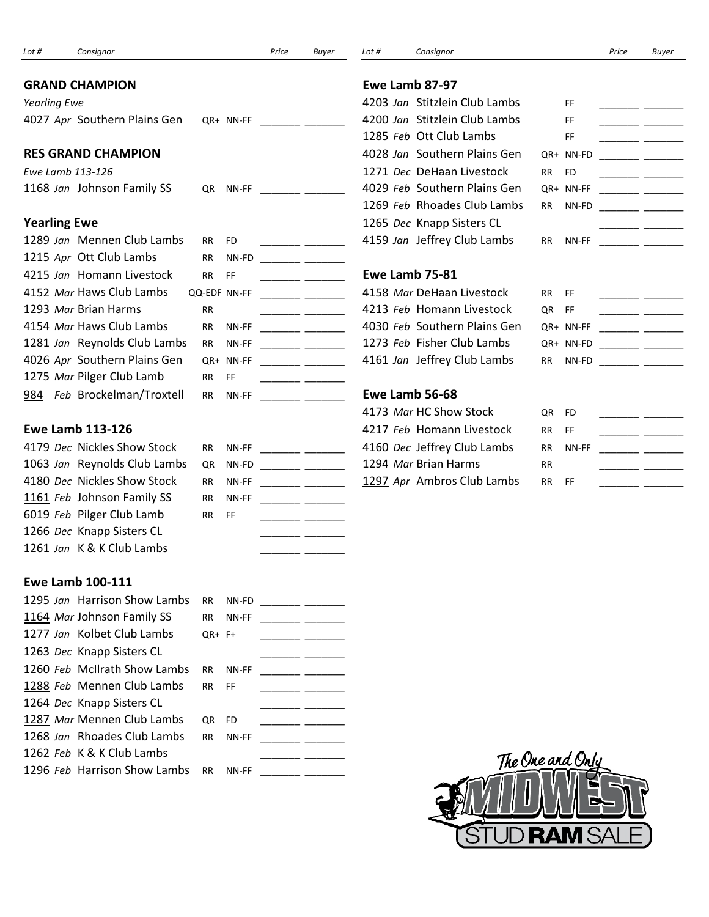| Lot # | Consignor | | | Price | Buyer |
|---|---|---|---|---|---|
| **GRAND CHAMPION** | | | | | |
| *Yearling Ewe* | | | | | |
| 4027 *Apr* | Southern Plains Gen | QR+ | NN-FF | | |
| **RES GRAND CHAMPION** | | | | | |
| *Ewe Lamb 113-126* | | | | | |
| 1168 *Jan* | Johnson Family SS | QR | NN-FF | | |
| **Yearling Ewe** | | | | | |
| 1289 *Jan* | Mennen Club Lambs | RR | FD | | |
| 1215 *Apr* | Ott Club Lambs | RR | NN-FD | | |
| 4215 *Jan* | Homann Livestock | RR | FF | | |
| 4152 *Mar* | Haws Club Lambs | QQ-EDF | NN-FF | | |
| 1293 *Mar* | Brian Harms | RR | | | |
| 4154 *Mar* | Haws Club Lambs | RR | NN-FF | | |
| 1281 *Jan* | Reynolds Club Lambs | RR | NN-FF | | |
| 4026 *Apr* | Southern Plains Gen | QR+ | NN-FF | | |
| 1275 *Mar* | Pilger Club Lamb | RR | FF | | |
| 984 *Feb* | Brockelman/Troxtell | RR | NN-FF | | |
| **Ewe Lamb 113-126** | | | | | |
| 4179 *Dec* | Nickles Show Stock | RR | NN-FF | | |
| 1063 *Jan* | Reynolds Club Lambs | QR | NN-FD | | |
| 4180 *Dec* | Nickles Show Stock | RR | NN-FF | | |
| 1161 *Feb* | Johnson Family SS | RR | NN-FF | | |
| 6019 *Feb* | Pilger Club Lamb | RR | FF | | |
| 1266 *Dec* | Knapp Sisters CL | | | | |
| 1261 *Jan* | K & K Club Lambs | | | | |
| **Ewe Lamb 100-111** | | | | | |
| 1295 *Jan* | Harrison Show Lambs | RR | NN-FD | | |
| 1164 *Mar* | Johnson Family SS | RR | NN-FF | | |
| 1277 *Jan* | Kolbet Club Lambs | QR+ | F+ | | |
| 1263 *Dec* | Knapp Sisters CL | | | | |
| 1260 *Feb* | McIlrath Show Lambs | RR | NN-FF | | |
| 1288 *Feb* | Mennen Club Lambs | RR | FF | | |
| 1264 *Dec* | Knapp Sisters CL | | | | |
| 1287 *Mar* | Mennen Club Lambs | QR | FD | | |
| 1268 *Jan* | Rhoades Club Lambs | RR | NN-FF | | |
| 1262 *Feb* | K & K Club Lambs | | | | |
| 1296 *Feb* | Harrison Show Lambs | RR | NN-FF | | |
| **Ewe Lamb 87-97** | | | | | |
| 4203 *Jan* | Stitzlein Club Lambs | | FF | | |
| 4200 *Jan* | Stitzlein Club Lambs | | FF | | |
| 1285 *Feb* | Ott Club Lambs | | FF | | |
| 4028 *Jan* | Southern Plains Gen | QR+ | NN-FD | | |
| 1271 *Dec* | DeHaan Livestock | RR | FD | | |
| 4029 *Feb* | Southern Plains Gen | QR+ | NN-FF | | |
| 1269 *Feb* | Rhoades Club Lambs | RR | NN-FD | | |
| 1265 *Dec* | Knapp Sisters CL | | | | |
| 4159 *Jan* | Jeffrey Club Lambs | RR | NN-FF | | |
| **Ewe Lamb 75-81** | | | | | |
| 4158 *Mar* | DeHaan Livestock | RR | FF | | |
| 4213 *Feb* | Homann Livestock | QR | FF | | |
| 4030 *Feb* | Southern Plains Gen | QR+ | NN-FF | | |
| 1273 *Feb* | Fisher Club Lambs | QR+ | NN-FD | | |
| 4161 *Jan* | Jeffrey Club Lambs | RR | NN-FD | | |
| **Ewe Lamb 56-68** | | | | | |
| 4173 *Mar* | HC Show Stock | QR | FD | | |
| 4217 *Feb* | Homann Livestock | RR | FF | | |
| 4160 *Dec* | Jeffrey Club Lambs | RR | NN-FF | | |
| 1294 *Mar* | Brian Harms | RR | | | |
| 1297 *Apr* | Ambros Club Lambs | RR | FF | | |

The One and Only MIDWEST STUD RAM SALE